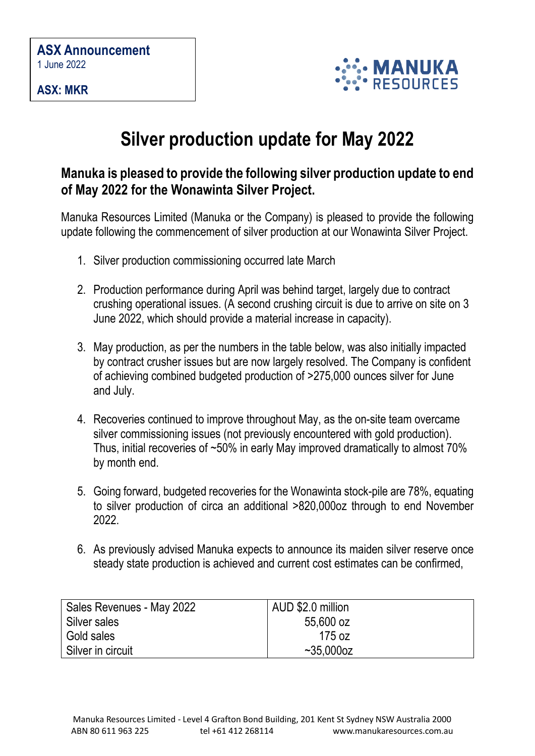**ASX Announcement**
1 June 2022

**ASX: MKR**

MANUKA RESOURCES

# Silver production update for May 2022

## Manuka is pleased to provide the following silver production update to end of May 2022 for the Wonawinta Silver Project.

Manuka Resources Limited (Manuka or the Company) is pleased to provide the following update following the commencement of silver production at our Wonawinta Silver Project.

1. Silver production commissioning occurred late March
2. Production performance during April was behind target, largely due to contract crushing operational issues. (A second crushing circuit is due to arrive on site on 3 June 2022, which should provide a material increase in capacity).
3. May production, as per the numbers in the table below, was also initially impacted by contract crusher issues but are now largely resolved. The Company is confident of achieving combined budgeted production of >275,000 ounces silver for June and July.
4. Recoveries continued to improve throughout May, as the on-site team overcame silver commissioning issues (not previously encountered with gold production). Thus, initial recoveries of ~50% in early May improved dramatically to almost 70% by month end.
5. Going forward, budgeted recoveries for the Wonawinta stock-pile are 78%, equating to silver production of circa an additional >820,000oz through to end November 2022.
6. As previously advised Manuka expects to announce its maiden silver reserve once steady state production is achieved and current cost estimates can be confirmed,

| Sales Revenues - May 2022 | AUD $2.0 million |
|---|---|
| Silver sales | 55,600 oz |
| Gold sales | 175 oz |
| Silver in circuit | ~35,000oz |

Manuka Resources Limited - Level 4 Grafton Bond Building, 201 Kent St Sydney NSW Australia 2000
ABN 80 611 963 225 tel +61 412 268114 www.manukaresources.com.au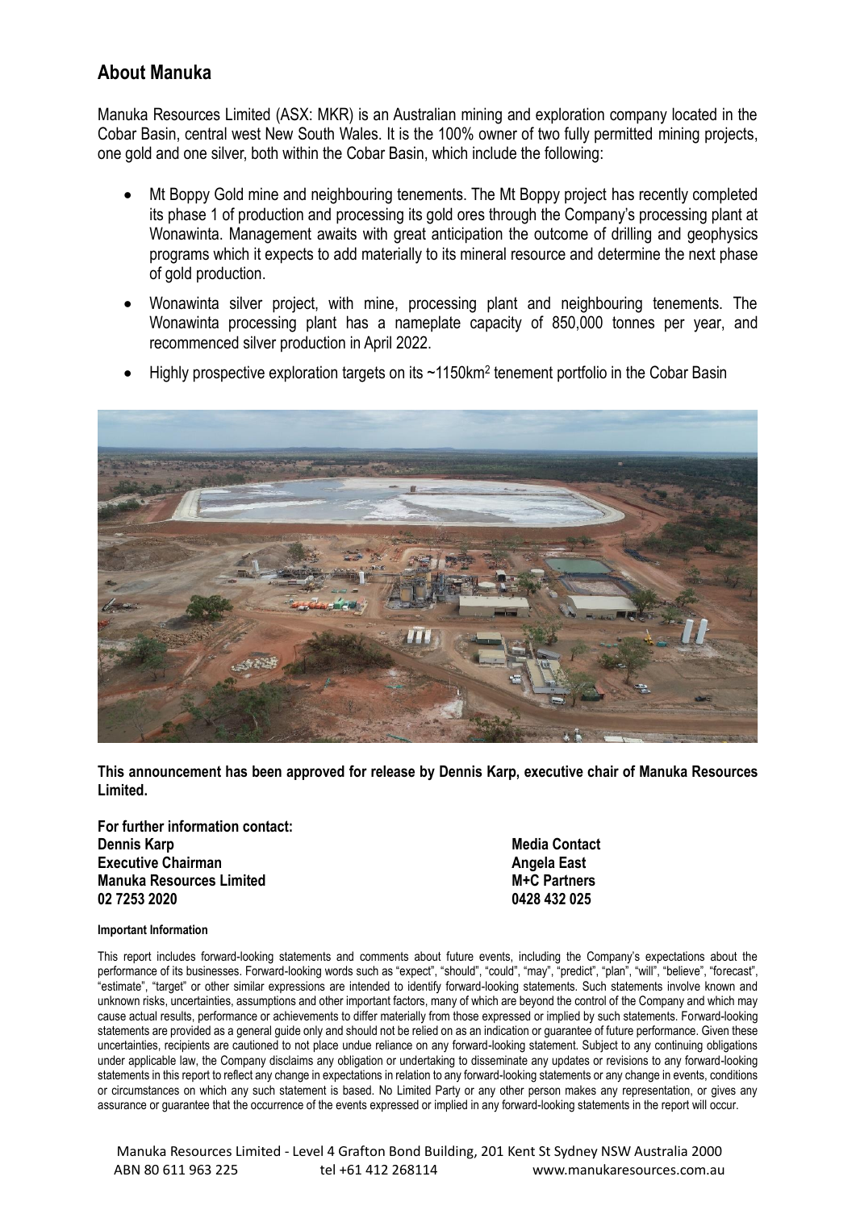## About Manuka

Manuka Resources Limited (ASX: MKR) is an Australian mining and exploration company located in the Cobar Basin, central west New South Wales. It is the 100% owner of two fully permitted mining projects, one gold and one silver, both within the Cobar Basin, which include the following:

- Mt Boppy Gold mine and neighbouring tenements. The Mt Boppy project has recently completed its phase 1 of production and processing its gold ores through the Company's processing plant at Wonawinta. Management awaits with great anticipation the outcome of drilling and geophysics programs which it expects to add materially to its mineral resource and determine the next phase of gold production.
- Wonawinta silver project, with mine, processing plant and neighbouring tenements. The Wonawinta processing plant has a nameplate capacity of 850,000 tonnes per year, and recommenced silver production in April 2022.
- Highly prospective exploration targets on its ~1150km$^2$ tenement portfolio in the Cobar Basin

**This announcement has been approved for release by Dennis Karp, executive chair of Manuka Resources Limited.**

**For further information contact:**
**Dennis Karp**
**Executive Chairman**
**Manuka Resources Limited**
**02 7253 2020**

**Media Contact**
**Angela East**
**M+C Partners**
**0428 432 025**

**Important Information**

This report includes forward-looking statements and comments about future events, including the Company's expectations about the performance of its businesses. Forward-looking words such as "expect", "should", "could", "may", "predict", "plan", "will", "believe", "forecast", "estimate", "target" or other similar expressions are intended to identify forward-looking statements. Such statements involve known and unknown risks, uncertainties, assumptions and other important factors, many of which are beyond the control of the Company and which may cause actual results, performance or achievements to differ materially from those expressed or implied by such statements. Forward-looking statements are provided as a general guide only and should not be relied on as an indication or guarantee of future performance. Given these uncertainties, recipients are cautioned to not place undue reliance on any forward-looking statement. Subject to any continuing obligations under applicable law, the Company disclaims any obligation or undertaking to disseminate any updates or revisions to any forward-looking statements in this report to reflect any change in expectations in relation to any forward-looking statements or any change in events, conditions or circumstances on which any such statement is based. No Limited Party or any other person makes any representation, or gives any assurance or guarantee that the occurrence of the events expressed or implied in any forward-looking statements in the report will occur.

Manuka Resources Limited - Level 4 Grafton Bond Building, 201 Kent St Sydney NSW Australia 2000
ABN 80 611 963 225 tel +61 412 268114 www.manukaresources.com.au